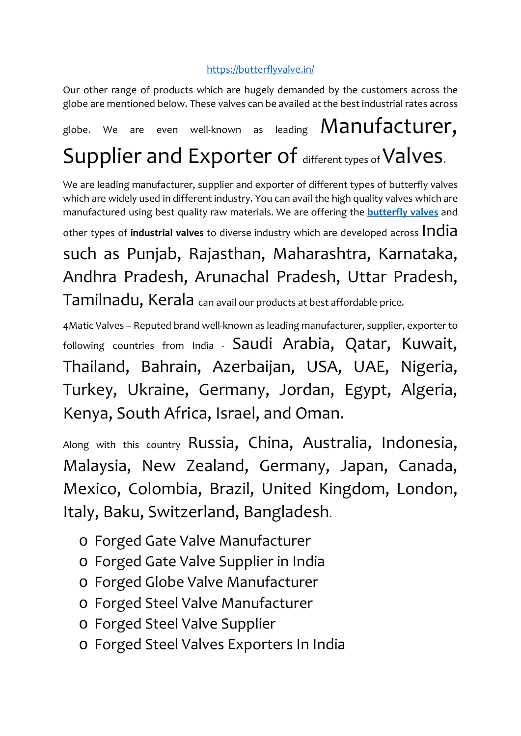[https://butterflyvalve.in/](https://butterflyvalve.in/)

Our other range of products which are hugely demanded by the customers across the globe are mentioned below. These valves can be availed at the best industrial rates across globe. We are even well-known as leading Manufacturer, Supplier and Exporter of different types of Valves.

We are leading manufacturer, supplier and exporter of different types of butterfly valves which are widely used in different industry. You can avail the high quality valves which are manufactured using best quality raw materials. We are offering the **[butterfly valves](https://butterflyvalve.in/)** and other types of **industrial valves** to diverse industry which are developed across India such as Punjab, Rajasthan, Maharashtra, Karnataka, Andhra Pradesh, Arunachal Pradesh, Uttar Pradesh, Tamilnadu, Kerala can avail our products at best affordable price.

4Matic Valves – Reputed brand well-known as leading manufacturer, supplier, exporter to following countries from India - Saudi Arabia, Qatar, Kuwait, Thailand, Bahrain, Azerbaijan, USA, UAE, Nigeria, Turkey, Ukraine, Germany, Jordan, Egypt, Algeria, Kenya, South Africa, Israel, and Oman.

Along with this country Russia, China, Australia, Indonesia, Malaysia, New Zealand, Germany, Japan, Canada, Mexico, Colombia, Brazil, United Kingdom, London, Italy, Baku, Switzerland, Bangladesh.

- Forged Gate Valve Manufacturer
- Forged Gate Valve Supplier in India
- Forged Globe Valve Manufacturer
- Forged Steel Valve Manufacturer
- Forged Steel Valve Supplier
- Forged Steel Valves Exporters In India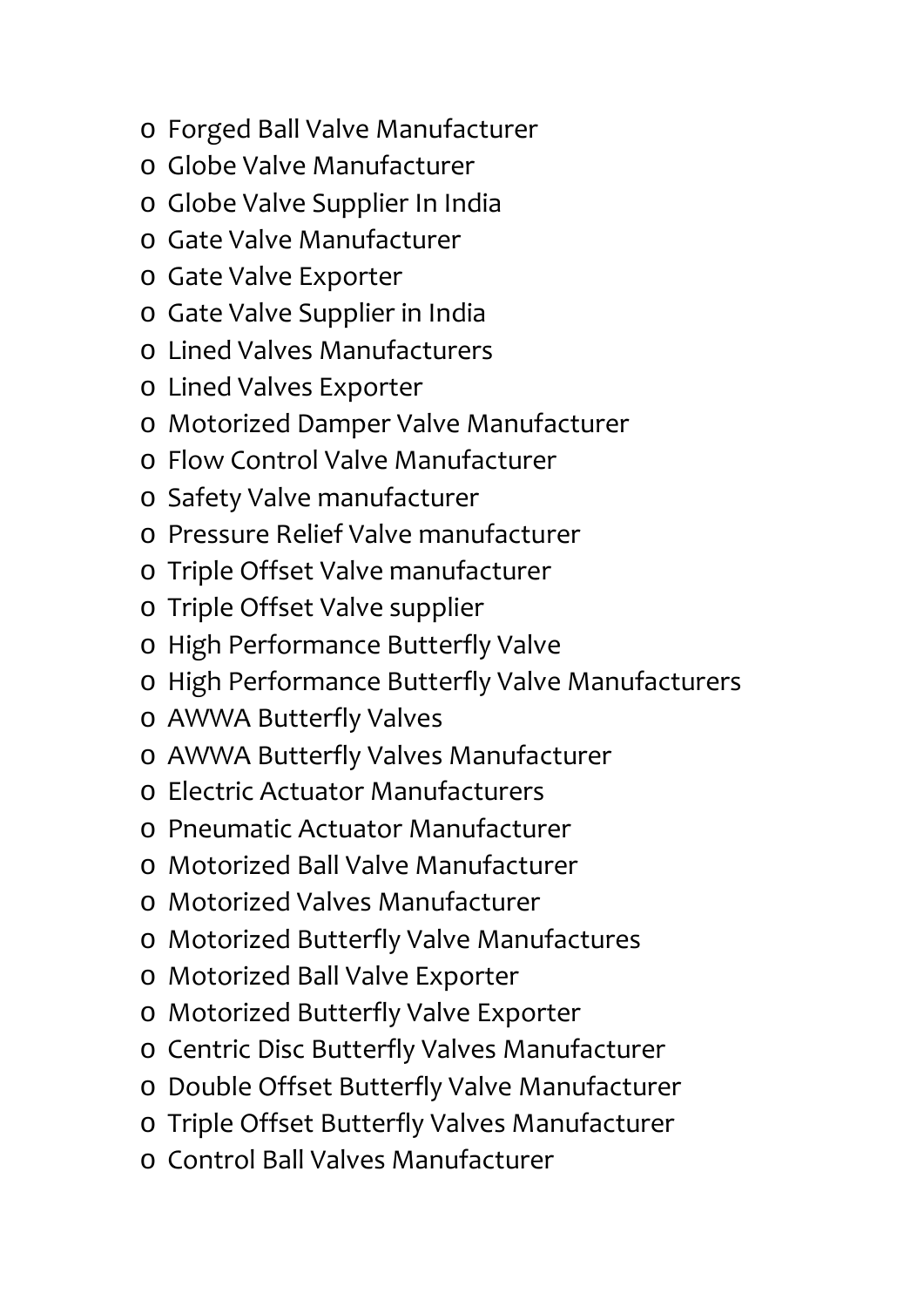- Forged Ball Valve Manufacturer
- Globe Valve Manufacturer
- Globe Valve Supplier In India
- Gate Valve Manufacturer
- Gate Valve Exporter
- Gate Valve Supplier in India
- Lined Valves Manufacturers
- Lined Valves Exporter
- Motorized Damper Valve Manufacturer
- Flow Control Valve Manufacturer
- Safety Valve manufacturer
- Pressure Relief Valve manufacturer
- Triple Offset Valve manufacturer
- Triple Offset Valve supplier
- High Performance Butterfly Valve
- High Performance Butterfly Valve Manufacturers
- AWWA Butterfly Valves
- AWWA Butterfly Valves Manufacturer
- Electric Actuator Manufacturers
- Pneumatic Actuator Manufacturer
- Motorized Ball Valve Manufacturer
- Motorized Valves Manufacturer
- Motorized Butterfly Valve Manufactures
- Motorized Ball Valve Exporter
- Motorized Butterfly Valve Exporter
- Centric Disc Butterfly Valves Manufacturer
- Double Offset Butterfly Valve Manufacturer
- Triple Offset Butterfly Valves Manufacturer
- Control Ball Valves Manufacturer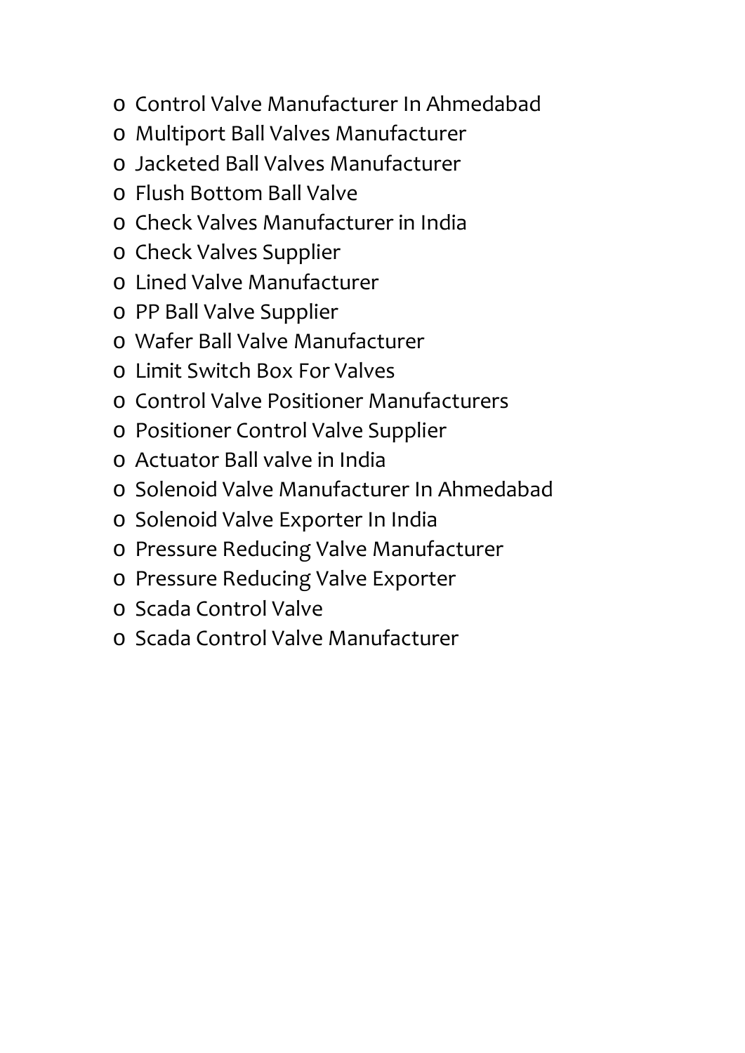- Control Valve Manufacturer In Ahmedabad
- Multiport Ball Valves Manufacturer
- Jacketed Ball Valves Manufacturer
- Flush Bottom Ball Valve
- Check Valves Manufacturer in India
- Check Valves Supplier
- Lined Valve Manufacturer
- PP Ball Valve Supplier
- Wafer Ball Valve Manufacturer
- Limit Switch Box For Valves
- Control Valve Positioner Manufacturers
- Positioner Control Valve Supplier
- Actuator Ball valve in India
- Solenoid Valve Manufacturer In Ahmedabad
- Solenoid Valve Exporter In India
- Pressure Reducing Valve Manufacturer
- Pressure Reducing Valve Exporter
- Scada Control Valve
- Scada Control Valve Manufacturer